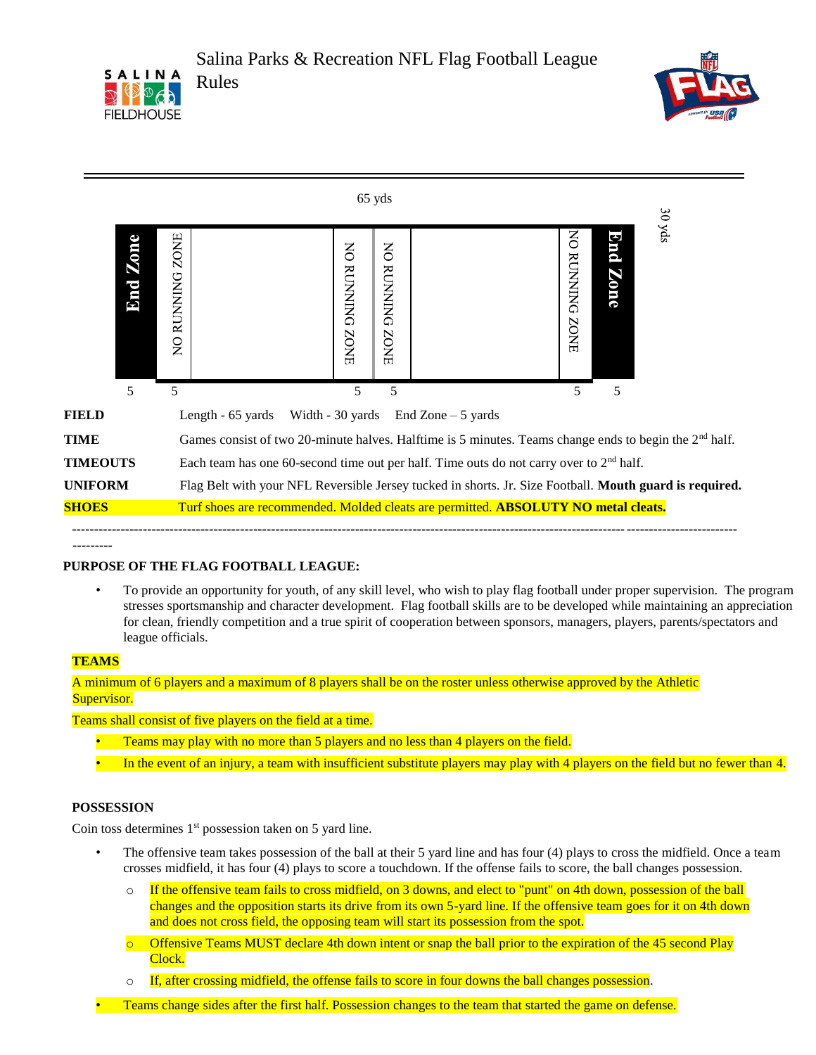# Salina Parks & Recreation NFL Flag Football League Rules

65 yds

| End Zone | NO RUNNING ZONE | | NO RUNNING ZONE | NO RUNNING ZONE | | NO RUNNING ZONE | End Zone |
|---|---|---|---|---|---|---|---|
| 5 | 5 | | 5 | 5 | | 5 | 5 |

30 yds

| | |
|---|---|
| **FIELD** | Length - 65 yards Width - 30 yards End Zone – 5 yards |
| **TIME** | Games consist of two 20-minute halves. Halftime is 5 minutes. Teams change ends to begin the 2nd half. |
| **TIMEOUTS** | Each team has one 60-second time out per half. Time outs do not carry over to 2nd half. |
| **UNIFORM** | Flag Belt with your NFL Reversible Jersey tucked in shorts. Jr. Size Football. **Mouth guard is required.** |
| **SHOES** | Turf shoes are recommended. Molded cleats are permitted. **ABSOLUTY NO metal cleats.** |

---

**PURPOSE OF THE FLAG FOOTBALL LEAGUE:**

- To provide an opportunity for youth, of any skill level, who wish to play flag football under proper supervision. The program stresses sportsmanship and character development. Flag football skills are to be developed while maintaining an appreciation for clean, friendly competition and a true spirit of cooperation between sponsors, managers, players, parents/spectators and league officials.

**TEAMS**

A minimum of 6 players and a maximum of 8 players shall be on the roster unless otherwise approved by the Athletic Supervisor.

Teams shall consist of five players on the field at a time.

- Teams may play with no more than 5 players and no less than 4 players on the field.
- In the event of an injury, a team with insufficient substitute players may play with 4 players on the field but no fewer than 4.

**POSSESSION**

Coin toss determines 1st possession taken on 5 yard line.

- The offensive team takes possession of the ball at their 5 yard line and has four (4) plays to cross the midfield. Once a team crosses midfield, it has four (4) plays to score a touchdown. If the offense fails to score, the ball changes possession.
  - If the offensive team fails to cross midfield, on 3 downs, and elect to "punt" on 4th down, possession of the ball changes and the opposition starts its drive from its own 5-yard line. If the offensive team goes for it on 4th down and does not cross field, the opposing team will start its possession from the spot.
  - Offensive Teams MUST declare 4th down intent or snap the ball prior to the expiration of the 45 second Play Clock.
  - If, after crossing midfield, the offense fails to score in four downs the ball changes possession.
- Teams change sides after the first half. Possession changes to the team that started the game on defense.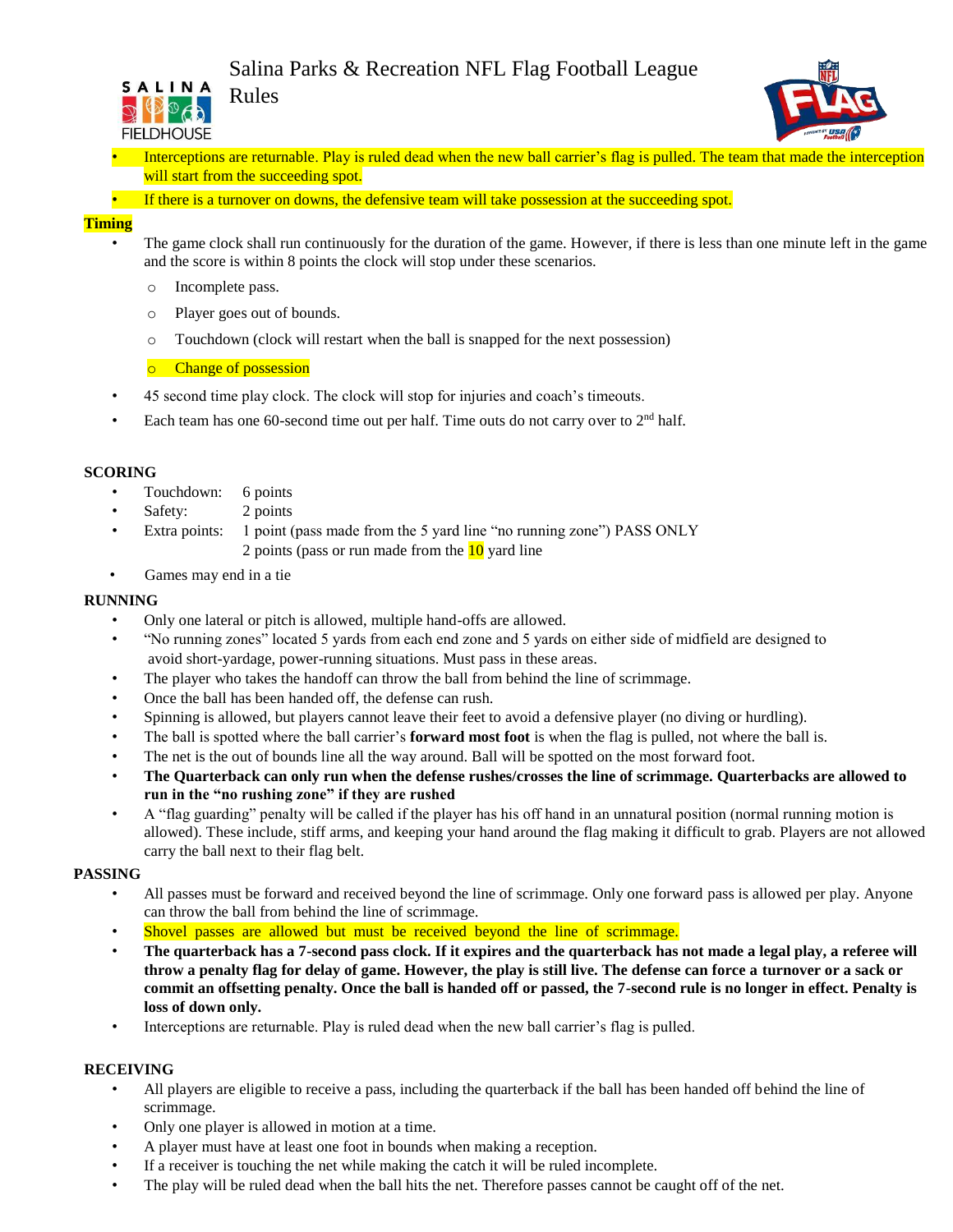- Interceptions are returnable. Play is ruled dead when the new ball carrier's flag is pulled. The team that made the interception will start from the succeeding spot.
- If there is a turnover on downs, the defensive team will take possession at the succeeding spot.

**Timing**

- The game clock shall run continuously for the duration of the game. However, if there is less than one minute left in the game and the score is within 8 points the clock will stop under these scenarios.
  - Incomplete pass.
  - Player goes out of bounds.
  - Touchdown (clock will restart when the ball is snapped for the next possession)
  - Change of possession
- 45 second time play clock. The clock will stop for injuries and coach's timeouts.
- Each team has one 60-second time out per half. Time outs do not carry over to 2nd half.

**SCORING**

- Touchdown: 6 points
- Safety: 2 points
- Extra points: 1 point (pass made from the 5 yard line "no running zone") PASS ONLY
  2 points (pass or run made from the 10 yard line
- Games may end in a tie

**RUNNING**

- Only one lateral or pitch is allowed, multiple hand-offs are allowed.
- "No running zones" located 5 yards from each end zone and 5 yards on either side of midfield are designed to avoid short-yardage, power-running situations. Must pass in these areas.
- The player who takes the handoff can throw the ball from behind the line of scrimmage.
- Once the ball has been handed off, the defense can rush.
- Spinning is allowed, but players cannot leave their feet to avoid a defensive player (no diving or hurdling).
- The ball is spotted where the ball carrier's **forward most foot** is when the flag is pulled, not where the ball is.
- The net is the out of bounds line all the way around. Ball will be spotted on the most forward foot.
- **The Quarterback can only run when the defense rushes/crosses the line of scrimmage. Quarterbacks are allowed to run in the "no rushing zone" if they are rushed**
- A "flag guarding" penalty will be called if the player has his off hand in an unnatural position (normal running motion is allowed). These include, stiff arms, and keeping your hand around the flag making it difficult to grab. Players are not allowed carry the ball next to their flag belt.

**PASSING**

- All passes must be forward and received beyond the line of scrimmage. Only one forward pass is allowed per play. Anyone can throw the ball from behind the line of scrimmage.
- Shovel passes are allowed but must be received beyond the line of scrimmage.
- **The quarterback has a 7-second pass clock. If it expires and the quarterback has not made a legal play, a referee will throw a penalty flag for delay of game. However, the play is still live. The defense can force a turnover or a sack or commit an offsetting penalty. Once the ball is handed off or passed, the 7-second rule is no longer in effect. Penalty is loss of down only.**
- Interceptions are returnable. Play is ruled dead when the new ball carrier's flag is pulled.

**RECEIVING**

- All players are eligible to receive a pass, including the quarterback if the ball has been handed off behind the line of scrimmage.
- Only one player is allowed in motion at a time.
- A player must have at least one foot in bounds when making a reception.
- If a receiver is touching the net while making the catch it will be ruled incomplete.
- The play will be ruled dead when the ball hits the net. Therefore passes cannot be caught off of the net.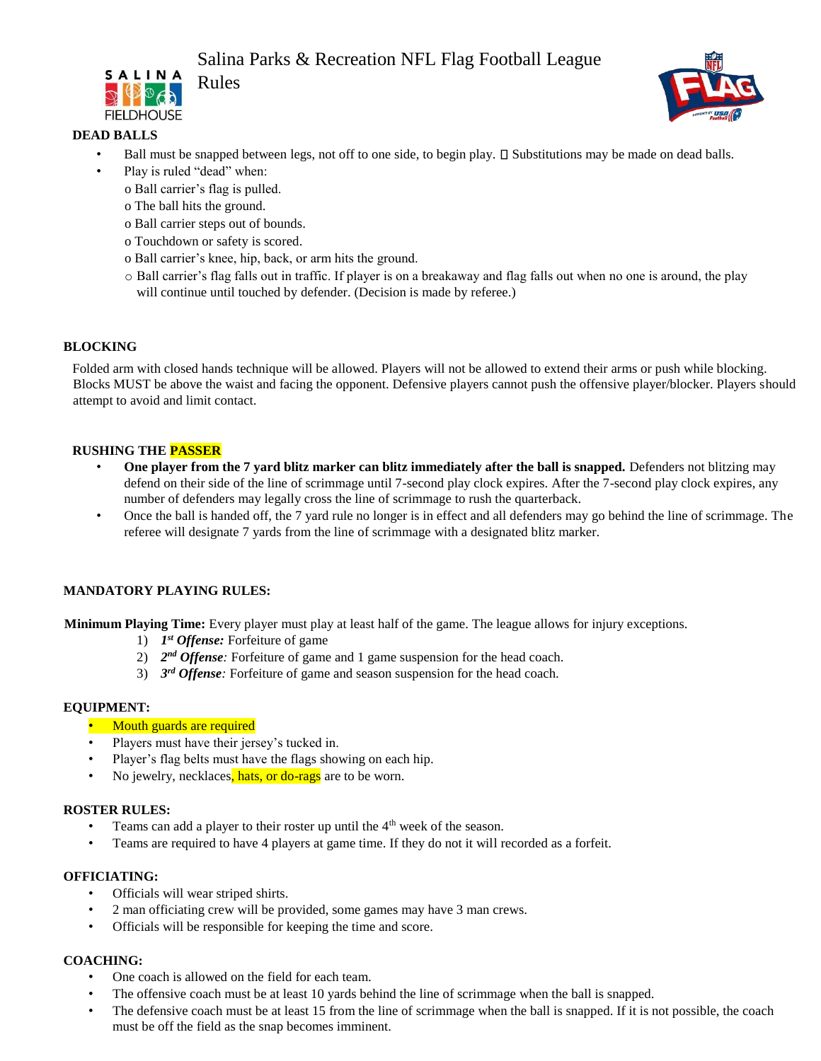Salina Parks & Recreation NFL Flag Football League Rules

### DEAD BALLS

- Ball must be snapped between legs, not off to one side, to begin play.  Substitutions may be made on dead balls.
- Play is ruled "dead" when:
  - o Ball carrier's flag is pulled.
  - o The ball hits the ground.
  - o Ball carrier steps out of bounds.
  - o Touchdown or safety is scored.
  - o Ball carrier's knee, hip, back, or arm hits the ground.
  - ○ Ball carrier's flag falls out in traffic. If player is on a breakaway and flag falls out when no one is around, the play will continue until touched by defender. (Decision is made by referee.)

### BLOCKING

Folded arm with closed hands technique will be allowed. Players will not be allowed to extend their arms or push while blocking. Blocks MUST be above the waist and facing the opponent. Defensive players cannot push the offensive player/blocker. Players should attempt to avoid and limit contact.

### RUSHING THE PASSER

- **One player from the 7 yard blitz marker can blitz immediately after the ball is snapped.** Defenders not blitzing may defend on their side of the line of scrimmage until 7-second play clock expires. After the 7-second play clock expires, any number of defenders may legally cross the line of scrimmage to rush the quarterback.
- Once the ball is handed off, the 7 yard rule no longer is in effect and all defenders may go behind the line of scrimmage. The referee will designate 7 yards from the line of scrimmage with a designated blitz marker.

### MANDATORY PLAYING RULES:

**Minimum Playing Time:** Every player must play at least half of the game. The league allows for injury exceptions.

1) ***1st Offense:*** Forfeiture of game
2) ***2nd Offense****:* Forfeiture of game and 1 game suspension for the head coach.
3) ***3rd Offense****:* Forfeiture of game and season suspension for the head coach.

### EQUIPMENT:

- Mouth guards are required
- Players must have their jersey's tucked in.
- Player's flag belts must have the flags showing on each hip.
- No jewelry, necklaces, hats, or do-rags are to be worn.

### ROSTER RULES:

- Teams can add a player to their roster up until the 4th week of the season.
- Teams are required to have 4 players at game time. If they do not it will recorded as a forfeit.

### OFFICIATING:

- Officials will wear striped shirts.
- 2 man officiating crew will be provided, some games may have 3 man crews.
- Officials will be responsible for keeping the time and score.

### COACHING:

- One coach is allowed on the field for each team.
- The offensive coach must be at least 10 yards behind the line of scrimmage when the ball is snapped.
- The defensive coach must be at least 15 from the line of scrimmage when the ball is snapped. If it is not possible, the coach must be off the field as the snap becomes imminent.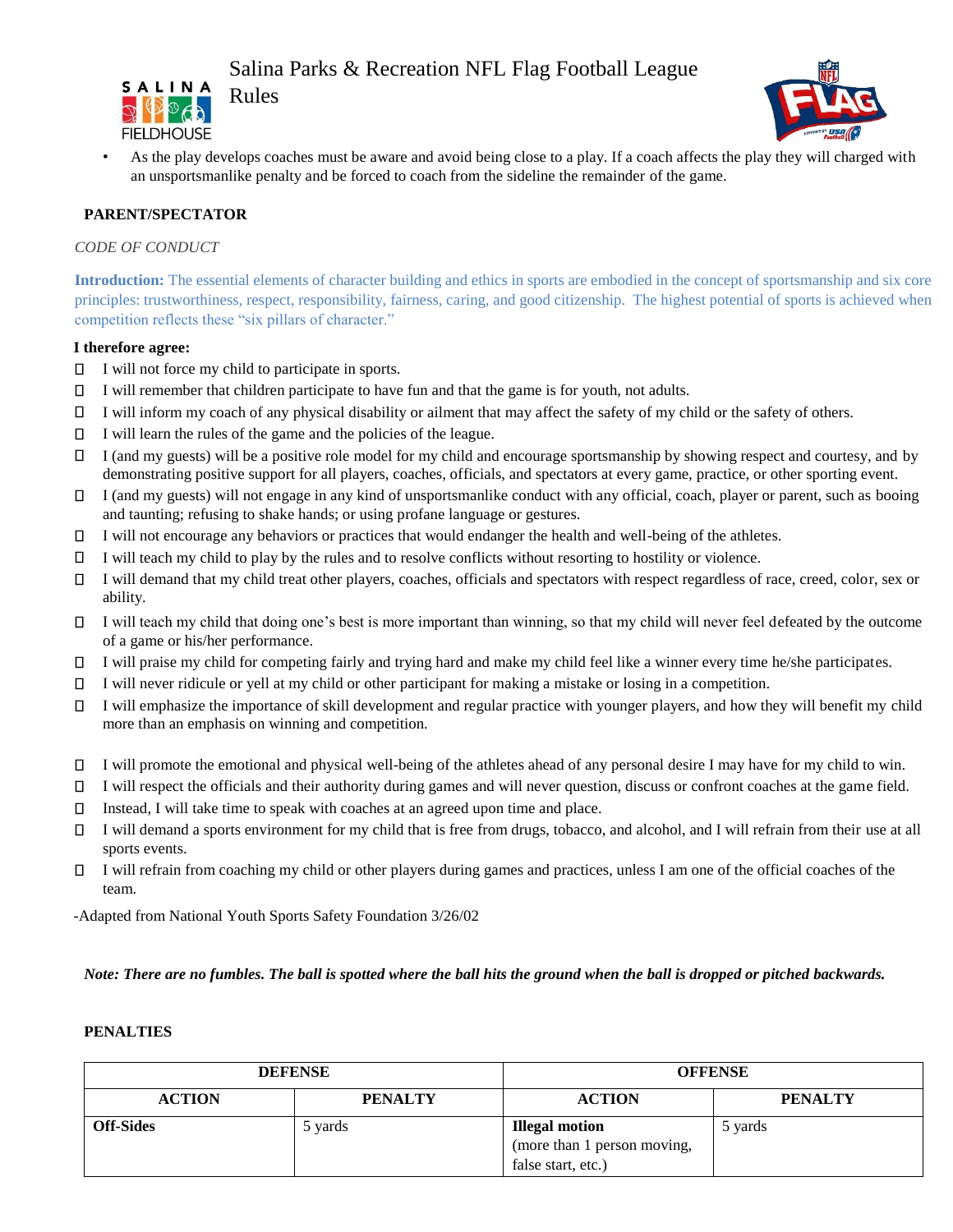- As the play develops coaches must be aware and avoid being close to a play. If a coach affects the play they will charged with an unsportsmanlike penalty and be forced to coach from the sideline the remainder of the game.

**PARENT/SPECTATOR**

*CODE OF CONDUCT*

**Introduction:** The essential elements of character building and ethics in sports are embodied in the concept of sportsmanship and six core principles: trustworthiness, respect, responsibility, fairness, caring, and good citizenship. The highest potential of sports is achieved when competition reflects these "six pillars of character."

**I therefore agree:**

- I will not force my child to participate in sports.
- I will remember that children participate to have fun and that the game is for youth, not adults.
- I will inform my coach of any physical disability or ailment that may affect the safety of my child or the safety of others.
- I will learn the rules of the game and the policies of the league.
- I (and my guests) will be a positive role model for my child and encourage sportsmanship by showing respect and courtesy, and by demonstrating positive support for all players, coaches, officials, and spectators at every game, practice, or other sporting event.
- I (and my guests) will not engage in any kind of unsportsmanlike conduct with any official, coach, player or parent, such as booing and taunting; refusing to shake hands; or using profane language or gestures.
- I will not encourage any behaviors or practices that would endanger the health and well-being of the athletes.
- I will teach my child to play by the rules and to resolve conflicts without resorting to hostility or violence.
- I will demand that my child treat other players, coaches, officials and spectators with respect regardless of race, creed, color, sex or ability.
- I will teach my child that doing one's best is more important than winning, so that my child will never feel defeated by the outcome of a game or his/her performance.
- I will praise my child for competing fairly and trying hard and make my child feel like a winner every time he/she participates.
- I will never ridicule or yell at my child or other participant for making a mistake or losing in a competition.
- I will emphasize the importance of skill development and regular practice with younger players, and how they will benefit my child more than an emphasis on winning and competition.
- I will promote the emotional and physical well-being of the athletes ahead of any personal desire I may have for my child to win.
- I will respect the officials and their authority during games and will never question, discuss or confront coaches at the game field.
- Instead, I will take time to speak with coaches at an agreed upon time and place.
- I will demand a sports environment for my child that is free from drugs, tobacco, and alcohol, and I will refrain from their use at all sports events.
- I will refrain from coaching my child or other players during games and practices, unless I am one of the official coaches of the team.

-Adapted from National Youth Sports Safety Foundation 3/26/02

***Note: There are no fumbles. The ball is spotted where the ball hits the ground when the ball is dropped or pitched backwards.***

**PENALTIES**

| DEFENSE | | OFFENSE | |
|---|---|---|---|
| **ACTION** | **PENALTY** | **ACTION** | **PENALTY** |
| **Off-Sides** | 5 yards | **Illegal motion** (more than 1 person moving, false start, etc.) | 5 yards |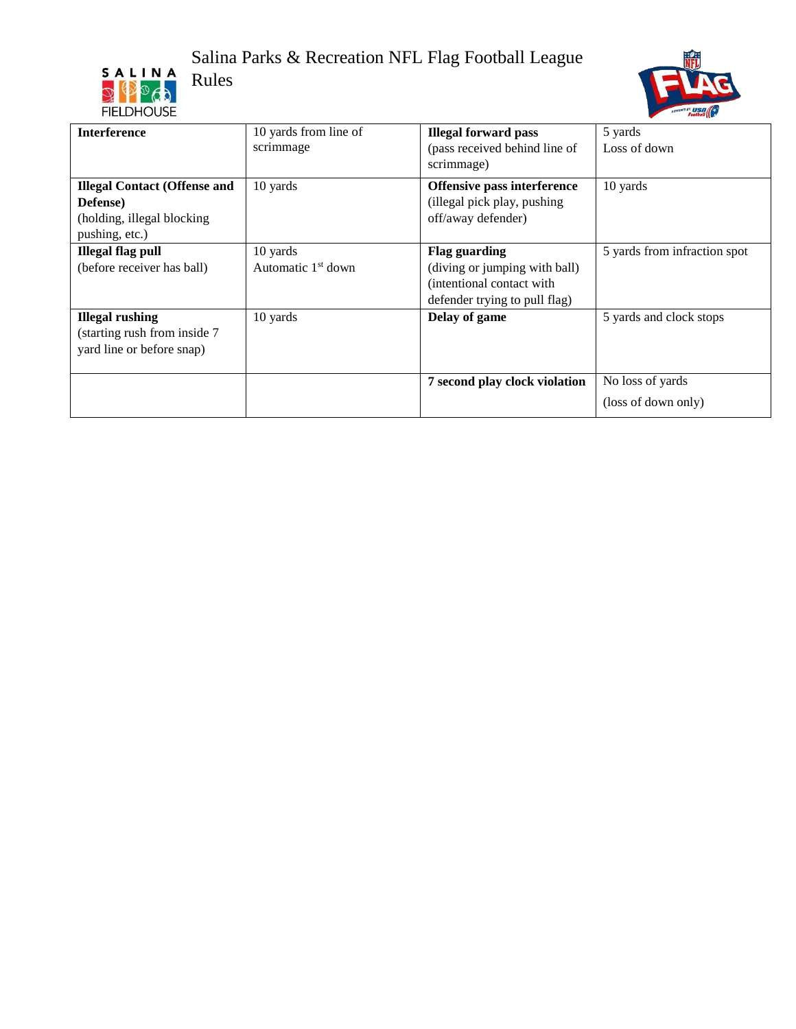Salina Parks & Recreation NFL Flag Football League Rules

| | | | |
|---|---|---|---|
| **Interference** | 10 yards from line of scrimmage | **Illegal forward pass** (pass received behind line of scrimmage) | 5 yards Loss of down |
| **Illegal Contact (Offense and Defense)** (holding, illegal blocking pushing, etc.) | 10 yards | **Offensive pass interference** (illegal pick play, pushing off/away defender) | 10 yards |
| **Illegal flag pull** (before receiver has ball) | 10 yards Automatic 1st down | **Flag guarding** (diving or jumping with ball) (intentional contact with defender trying to pull flag) | 5 yards from infraction spot |
| **Illegal rushing** (starting rush from inside 7 yard line or before snap) | 10 yards | **Delay of game** | 5 yards and clock stops |
| | | **7 second play clock violation** | No loss of yards (loss of down only) |